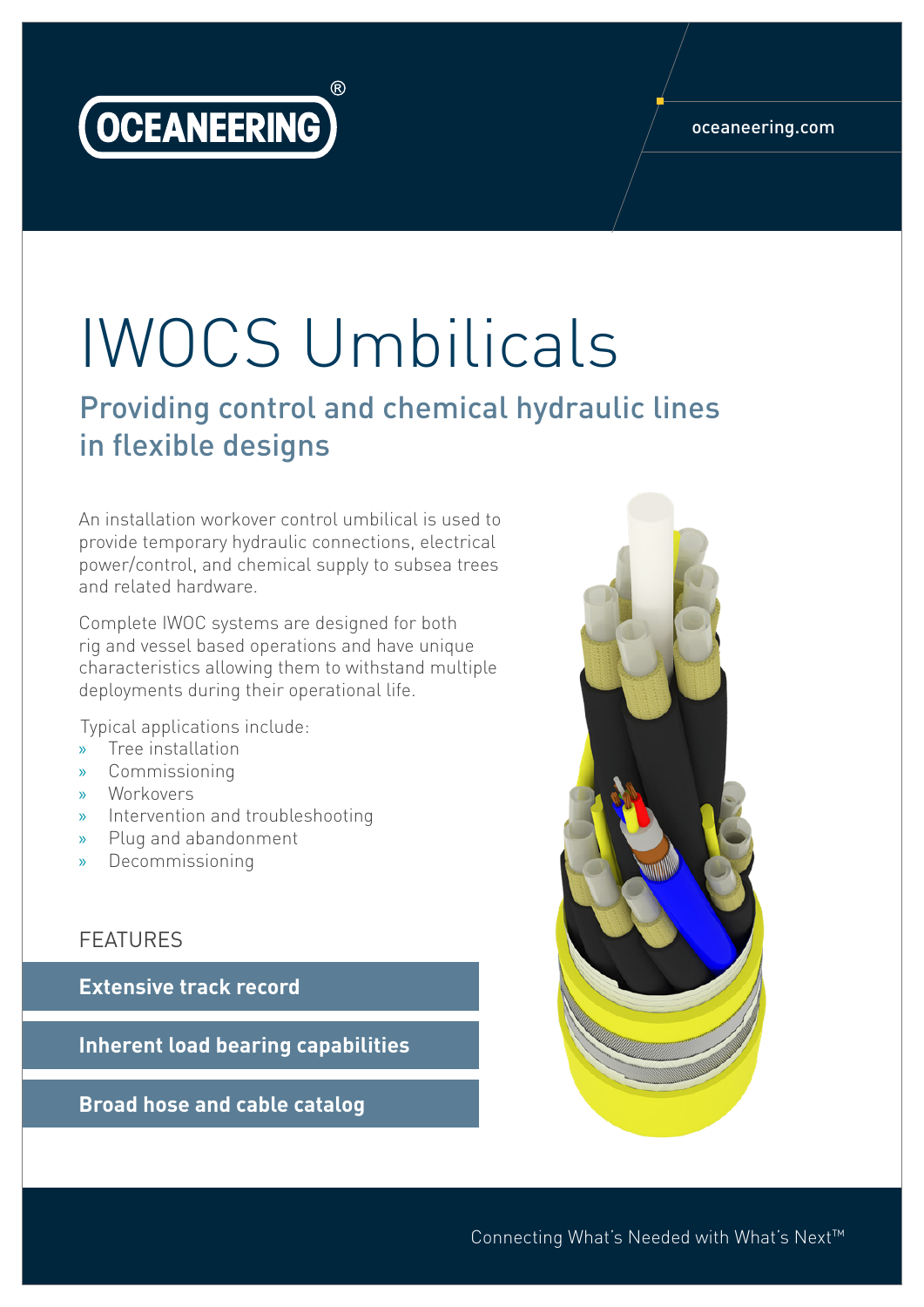OCEANEERING®

oceaneering.com

# IWOCS Umbilicals

## Providing control and chemical hydraulic lines in flexible designs

An installation workover control umbilical is used to provide temporary hydraulic connections, electrical power/control, and chemical supply to subsea trees and related hardware.

Complete IWOC systems are designed for both rig and vessel based operations and have unique characteristics allowing them to withstand multiple deployments during their operational life.

Typical applications include:

- Tree installation
- Commissioning
- Workovers
- Intervention and troubleshooting
- Plug and abandonment
- Decommissioning

### FEATURES

**Extensive track record**

**Inherent load bearing capabilities**

**Broad hose and cable catalog**

Connecting What's Needed with What's Next™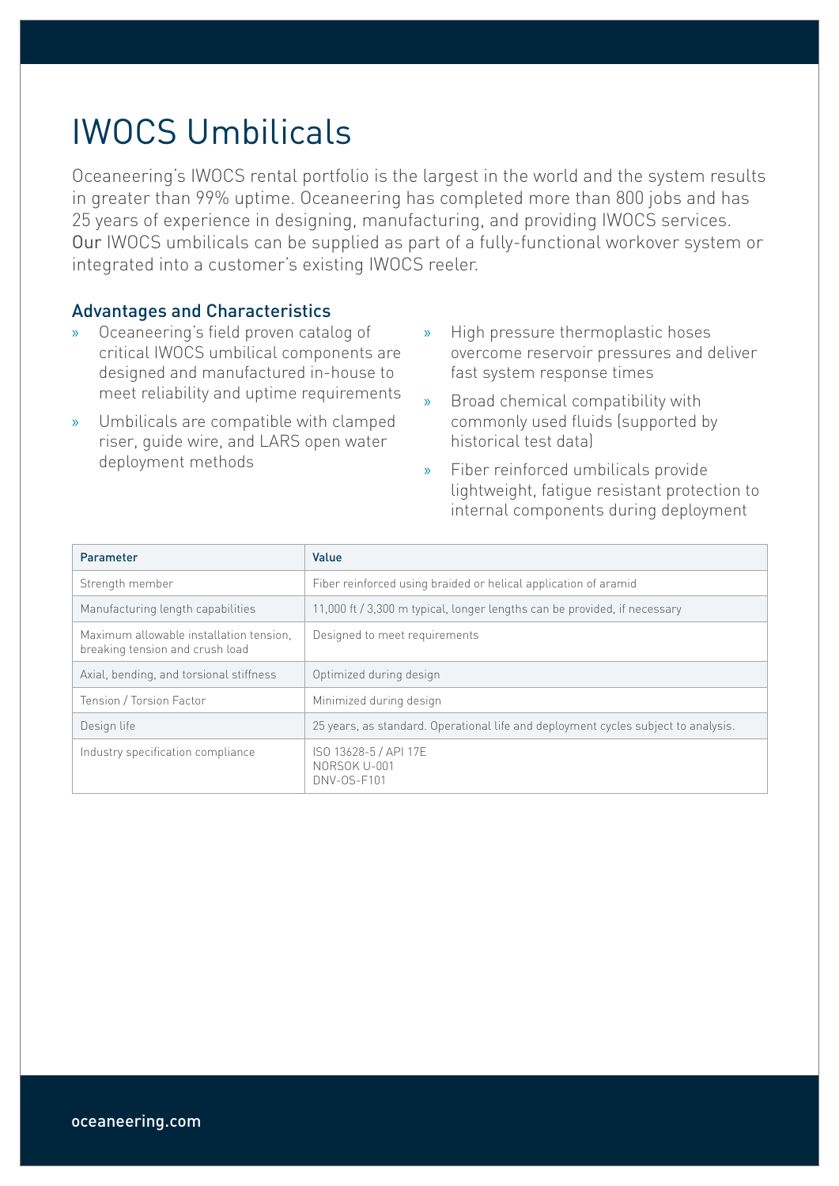# IWOCS Umbilicals

Oceaneering's IWOCS rental portfolio is the largest in the world and the system results in greater than 99% uptime. Oceaneering has completed more than 800 jobs and has 25 years of experience in designing, manufacturing, and providing IWOCS services. Our IWOCS umbilicals can be supplied as part of a fully-functional workover system or integrated into a customer's existing IWOCS reeler.

## Advantages and Characteristics

- Oceaneering's field proven catalog of critical IWOCS umbilical components are designed and manufactured in-house to meet reliability and uptime requirements
- Umbilicals are compatible with clamped riser, guide wire, and LARS open water deployment methods
- High pressure thermoplastic hoses overcome reservoir pressures and deliver fast system response times
- Broad chemical compatibility with commonly used fluids (supported by historical test data)
- Fiber reinforced umbilicals provide lightweight, fatigue resistant protection to internal components during deployment

| Parameter | Value |
|---|---|
| Strength member | Fiber reinforced using braided or helical application of aramid |
| Manufacturing length capabilities | 11,000 ft / 3,300 m typical, longer lengths can be provided, if necessary |
| Maximum allowable installation tension, breaking tension and crush load | Designed to meet requirements |
| Axial, bending, and torsional stiffness | Optimized during design |
| Tension / Torsion Factor | Minimized during design |
| Design life | 25 years, as standard. Operational life and deployment cycles subject to analysis. |
| Industry specification compliance | ISO 13628-5 / API 17E<br>NORSOK U-001<br>DNV-OS-F101 |

oceaneering.com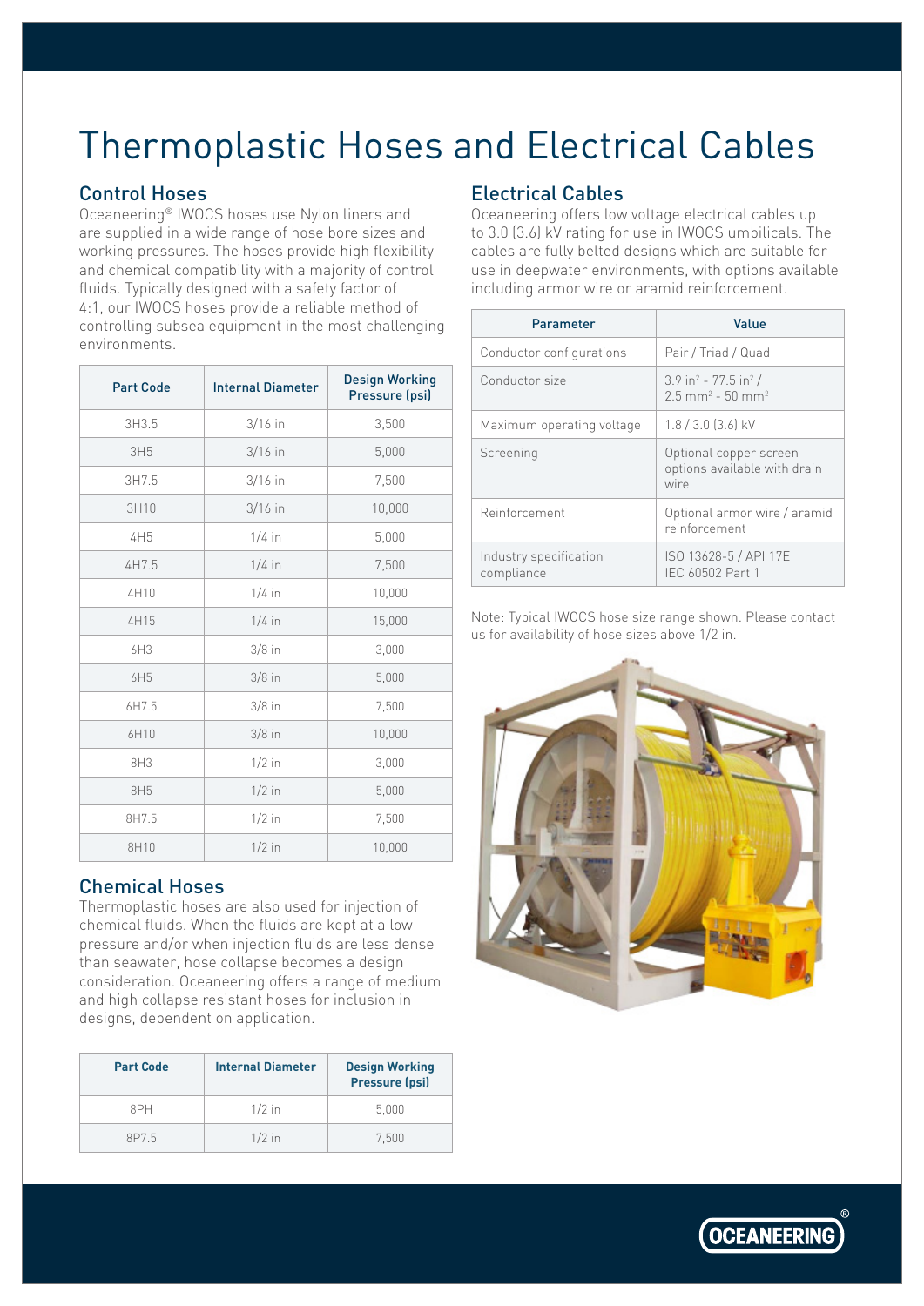# Thermoplastic Hoses and Electrical Cables

## Control Hoses

Oceaneering® IWOCS hoses use Nylon liners and are supplied in a wide range of hose bore sizes and working pressures. The hoses provide high flexibility and chemical compatibility with a majority of control fluids. Typically designed with a safety factor of 4:1, our IWOCS hoses provide a reliable method of controlling subsea equipment in the most challenging environments.

| Part Code | Internal Diameter | Design Working Pressure (psi) |
|---|---|---|
| 3H3.5 | 3/16 in | 3,500 |
| 3H5 | 3/16 in | 5,000 |
| 3H7.5 | 3/16 in | 7,500 |
| 3H10 | 3/16 in | 10,000 |
| 4H5 | 1/4 in | 5,000 |
| 4H7.5 | 1/4 in | 7,500 |
| 4H10 | 1/4 in | 10,000 |
| 4H15 | 1/4 in | 15,000 |
| 6H3 | 3/8 in | 3,000 |
| 6H5 | 3/8 in | 5,000 |
| 6H7.5 | 3/8 in | 7,500 |
| 6H10 | 3/8 in | 10,000 |
| 8H3 | 1/2 in | 3,000 |
| 8H5 | 1/2 in | 5,000 |
| 8H7.5 | 1/2 in | 7,500 |
| 8H10 | 1/2 in | 10,000 |

## Chemical Hoses

Thermoplastic hoses are also used for injection of chemical fluids. When the fluids are kept at a low pressure and/or when injection fluids are less dense than seawater, hose collapse becomes a design consideration. Oceaneering offers a range of medium and high collapse resistant hoses for inclusion in designs, dependent on application.

| Part Code | Internal Diameter | Design Working Pressure (psi) |
|---|---|---|
| 8PH | 1/2 in | 5,000 |
| 8P7.5 | 1/2 in | 7,500 |

## Electrical Cables

Oceaneering offers low voltage electrical cables up to 3.0 (3.6) kV rating for use in IWOCS umbilicals. The cables are fully belted designs which are suitable for use in deepwater environments, with options available including armor wire or aramid reinforcement.

| Parameter | Value |
|---|---|
| Conductor configurations | Pair / Triad / Quad |
| Conductor size | 3.9 $in^2$ - 77.5 $in^2$ / 2.5 $mm^2$ - 50 $mm^2$ |
| Maximum operating voltage | 1.8 / 3.0 (3.6) kV |
| Screening | Optional copper screen options available with drain wire |
| Reinforcement | Optional armor wire / aramid reinforcement |
| Industry specification compliance | ISO 13628-5 / API 17E IEC 60502 Part 1 |

Note: Typical IWOCS hose size range shown. Please contact us for availability of hose sizes above 1/2 in.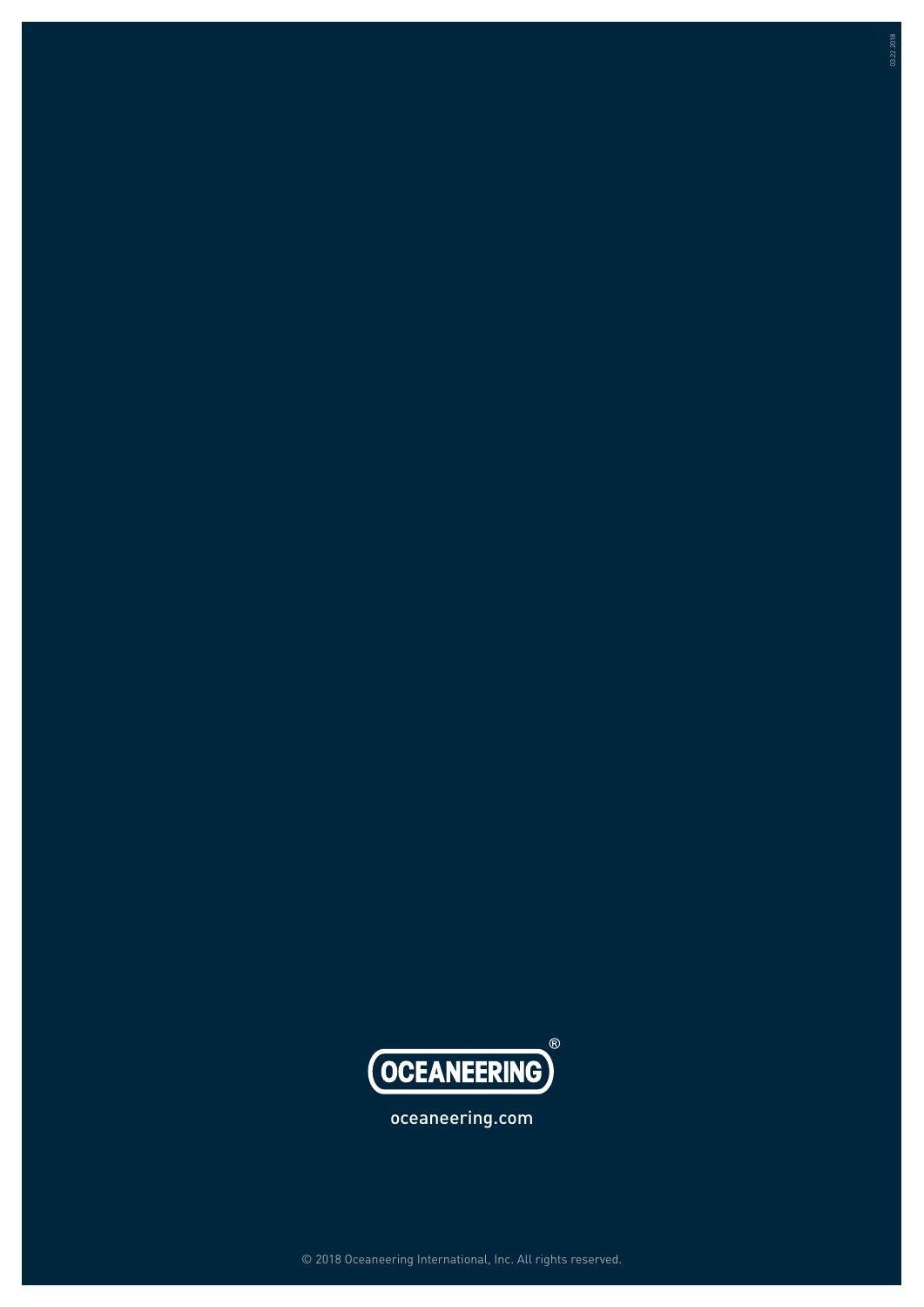OCEANEERING®

oceaneering.com

© 2018 Oceaneering International, Inc. All rights reserved.